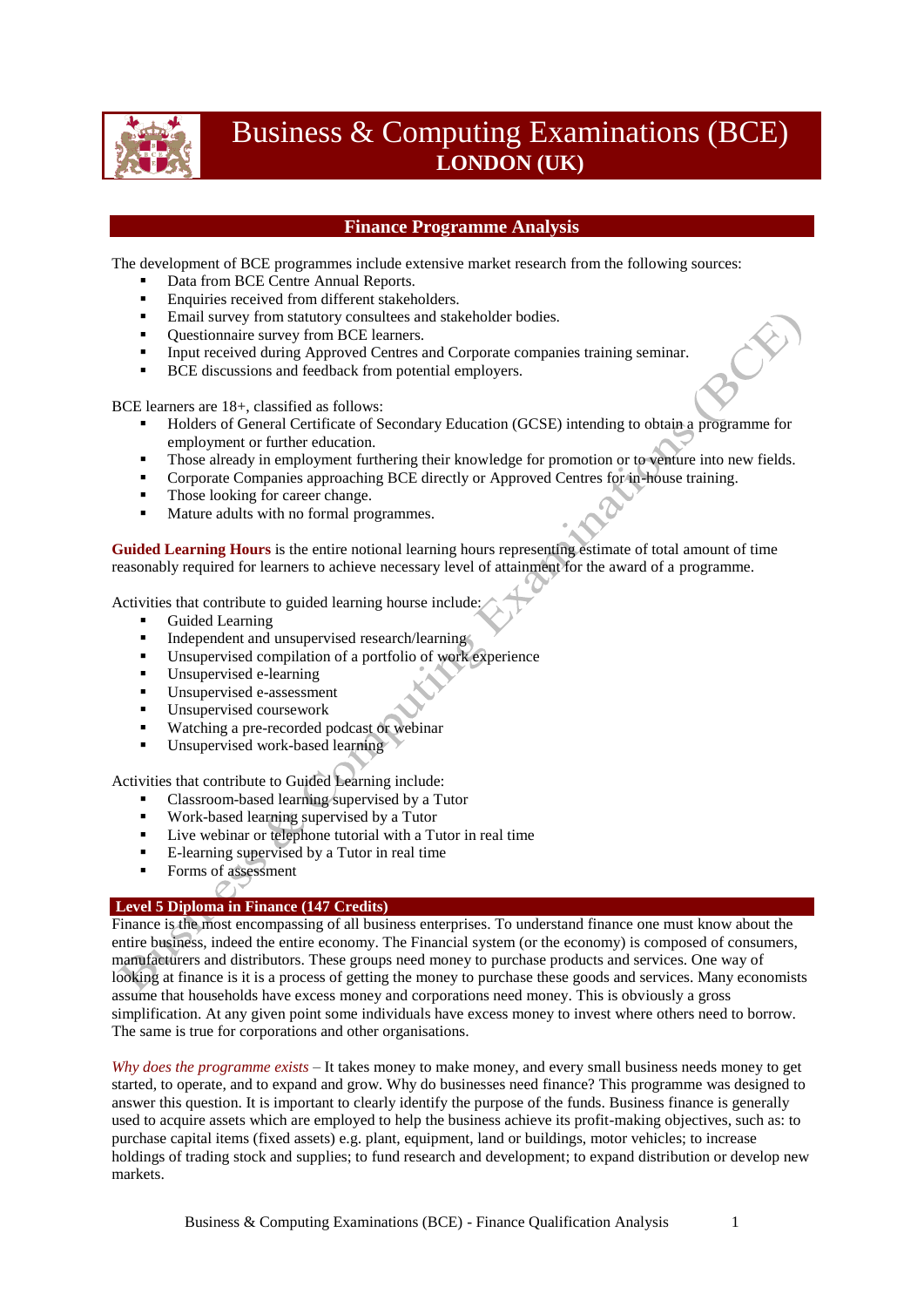# Business & Computing Examinations (BCE)
## LONDON (UK)

## Finance Programme Analysis

The development of BCE programmes include extensive market research from the following sources:

- Data from BCE Centre Annual Reports.
- Enquiries received from different stakeholders.
- Email survey from statutory consultees and stakeholder bodies.
- Questionnaire survey from BCE learners.
- Input received during Approved Centres and Corporate companies training seminar.
- BCE discussions and feedback from potential employers.

BCE learners are 18+, classified as follows:

- Holders of General Certificate of Secondary Education (GCSE) intending to obtain a programme for employment or further education.
- Those already in employment furthering their knowledge for promotion or to venture into new fields.
- Corporate Companies approaching BCE directly or Approved Centres for in-house training.
- Those looking for career change.
- Mature adults with no formal programmes.

**Guided Learning Hours** is the entire notional learning hours representing estimate of total amount of time reasonably required for learners to achieve necessary level of attainment for the award of a programme.

Activities that contribute to guided learning hourse include:

- Guided Learning
- Independent and unsupervised research/learning
- Unsupervised compilation of a portfolio of work experience
- Unsupervised e-learning
- Unsupervised e-assessment
- Unsupervised coursework
- Watching a pre-recorded podcast or webinar
- Unsupervised work-based learning

Activities that contribute to Guided Learning include:

- Classroom-based learning supervised by a Tutor
- Work-based learning supervised by a Tutor
- Live webinar or telephone tutorial with a Tutor in real time
- E-learning supervised by a Tutor in real time
- Forms of assessment

### Level 5 Diploma in Finance (147 Credits)

Finance is the most encompassing of all business enterprises. To understand finance one must know about the entire business, indeed the entire economy. The Financial system (or the economy) is composed of consumers, manufacturers and distributors. These groups need money to purchase products and services. One way of looking at finance is it is a process of getting the money to purchase these goods and services. Many economists assume that households have excess money and corporations need money. This is obviously a gross simplification. At any given point some individuals have excess money to invest where others need to borrow. The same is true for corporations and other organisations.

*Why does the programme exists* – It takes money to make money, and every small business needs money to get started, to operate, and to expand and grow. Why do businesses need finance? This programme was designed to answer this question. It is important to clearly identify the purpose of the funds. Business finance is generally used to acquire assets which are employed to help the business achieve its profit-making objectives, such as: to purchase capital items (fixed assets) e.g. plant, equipment, land or buildings, motor vehicles; to increase holdings of trading stock and supplies; to fund research and development; to expand distribution or develop new markets.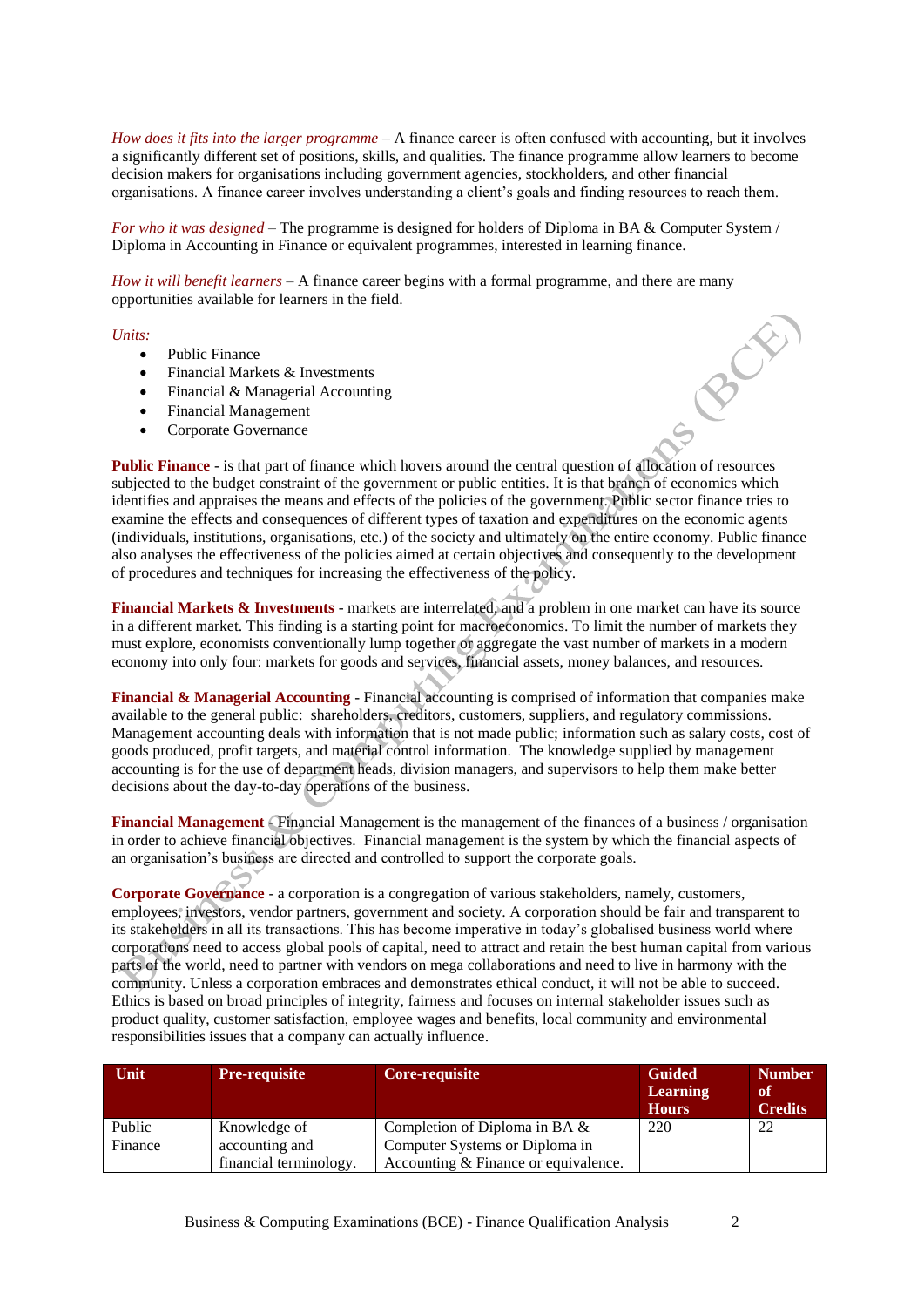*How does it fits into the larger programme* – A finance career is often confused with accounting, but it involves a significantly different set of positions, skills, and qualities. The finance programme allow learners to become decision makers for organisations including government agencies, stockholders, and other financial organisations. A finance career involves understanding a client's goals and finding resources to reach them.

*For who it was designed* – The programme is designed for holders of Diploma in BA & Computer System / Diploma in Accounting in Finance or equivalent programmes, interested in learning finance.

*How it will benefit learners* – A finance career begins with a formal programme, and there are many opportunities available for learners in the field.

*Units:*

- Public Finance
- Financial Markets & Investments
- Financial & Managerial Accounting
- Financial Management
- Corporate Governance

**Public Finance** - is that part of finance which hovers around the central question of allocation of resources subjected to the budget constraint of the government or public entities. It is that branch of economics which identifies and appraises the means and effects of the policies of the government. Public sector finance tries to examine the effects and consequences of different types of taxation and expenditures on the economic agents (individuals, institutions, organisations, etc.) of the society and ultimately on the entire economy. Public finance also analyses the effectiveness of the policies aimed at certain objectives and consequently to the development of procedures and techniques for increasing the effectiveness of the policy.

**Financial Markets & Investments** - markets are interrelated, and a problem in one market can have its source in a different market. This finding is a starting point for macroeconomics. To limit the number of markets they must explore, economists conventionally lump together or aggregate the vast number of markets in a modern economy into only four: markets for goods and services, financial assets, money balances, and resources.

**Financial & Managerial Accounting** - Financial accounting is comprised of information that companies make available to the general public: shareholders, creditors, customers, suppliers, and regulatory commissions. Management accounting deals with information that is not made public; information such as salary costs, cost of goods produced, profit targets, and material control information. The knowledge supplied by management accounting is for the use of department heads, division managers, and supervisors to help them make better decisions about the day-to-day operations of the business.

**Financial Management** - Financial Management is the management of the finances of a business / organisation in order to achieve financial objectives. Financial management is the system by which the financial aspects of an organisation's business are directed and controlled to support the corporate goals.

**Corporate Governance** - a corporation is a congregation of various stakeholders, namely, customers, employees, investors, vendor partners, government and society. A corporation should be fair and transparent to its stakeholders in all its transactions. This has become imperative in today's globalised business world where corporations need to access global pools of capital, need to attract and retain the best human capital from various parts of the world, need to partner with vendors on mega collaborations and need to live in harmony with the community. Unless a corporation embraces and demonstrates ethical conduct, it will not be able to succeed. Ethics is based on broad principles of integrity, fairness and focuses on internal stakeholder issues such as product quality, customer satisfaction, employee wages and benefits, local community and environmental responsibilities issues that a company can actually influence.

| Unit | Pre-requisite | Core-requisite | Guided Learning Hours | Number of Credits |
|---|---|---|---|---|
| Public Finance | Knowledge of accounting and financial terminology. | Completion of Diploma in BA & Computer Systems or Diploma in Accounting & Finance or equivalence. | 220 | 22 |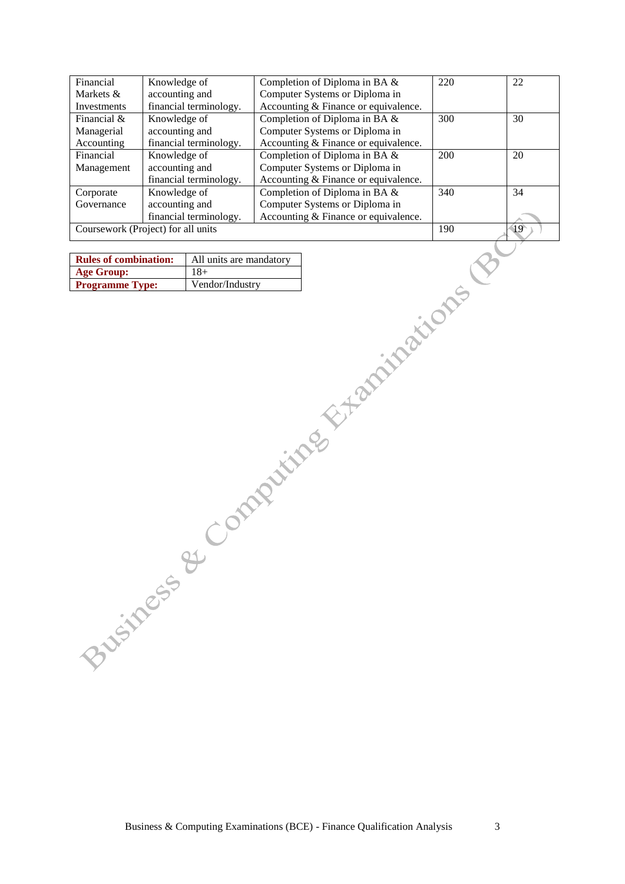| Financial Markets & Investments | Knowledge of accounting and financial terminology. | Completion of Diploma in BA & Computer Systems or Diploma in Accounting & Finance or equivalence. | 220 | 22 |
|---|---|---|---|---|
| Financial & Managerial Accounting | Knowledge of accounting and financial terminology. | Completion of Diploma in BA & Computer Systems or Diploma in Accounting & Finance or equivalence. | 300 | 30 |
| Financial Management | Knowledge of accounting and financial terminology. | Completion of Diploma in BA & Computer Systems or Diploma in Accounting & Finance or equivalence. | 200 | 20 |
| Corporate Governance | Knowledge of accounting and financial terminology. | Completion of Diploma in BA & Computer Systems or Diploma in Accounting & Finance or equivalence. | 340 | 34 |
| Coursework (Project) for all units | | | 190 | 19 |

| **Rules of combination:** | All units are mandatory |
|---|---|
| **Age Group:** | 18+ |
| **Programme Type:** | Vendor/Industry |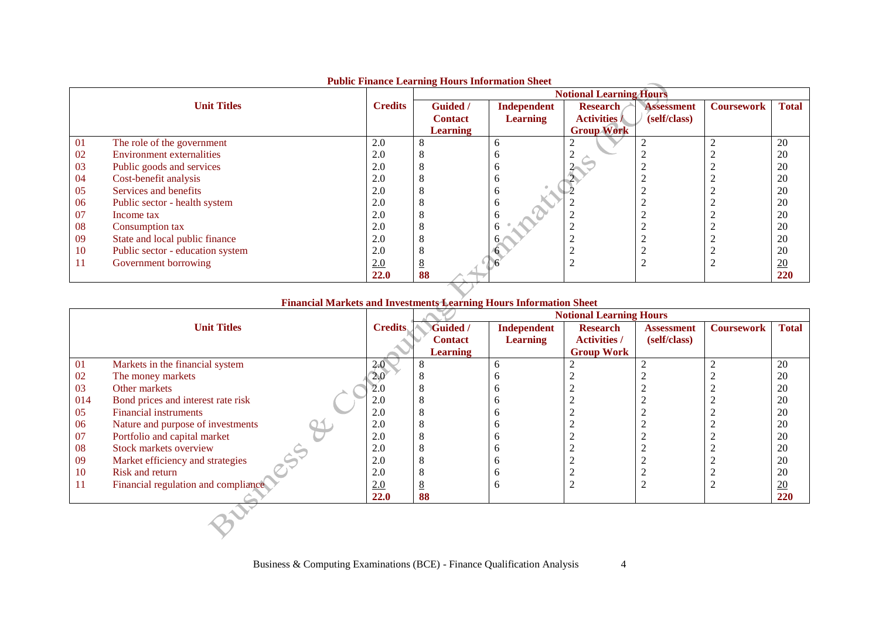**Public Finance Learning Hours Information Sheet**

| Unit Titles | | Credits | Notional Learning Hours | | | | | |
|---|---|---|---|---|---|---|---|---|
| | | | Guided / Contact Learning | Independent Learning | Research Activities / Group Work | Assessment (self/class) | Coursework | Total |
| 01 | The role of the government | 2.0 | 8 | 6 | 2 | 2 | 2 | 20 |
| 02 | Environment externalities | 2.0 | 8 | 6 | 2 | 2 | 2 | 20 |
| 03 | Public goods and services | 2.0 | 8 | 6 | 2 | 2 | 2 | 20 |
| 04 | Cost-benefit analysis | 2.0 | 8 | 6 | 2 | 2 | 2 | 20 |
| 05 | Services and benefits | 2.0 | 8 | 6 | 2 | 2 | 2 | 20 |
| 06 | Public sector - health system | 2.0 | 8 | 6 | 2 | 2 | 2 | 20 |
| 07 | Income tax | 2.0 | 8 | 6 | 2 | 2 | 2 | 20 |
| 08 | Consumption tax | 2.0 | 8 | 6 | 2 | 2 | 2 | 20 |
| 09 | State and local public finance | 2.0 | 8 | 6 | 2 | 2 | 2 | 20 |
| 10 | Public sector - education system | 2.0 | 8 | 6 | 2 | 2 | 2 | 20 |
| 11 | Government borrowing | 2.0 | 8 | 6 | 2 | 2 | 2 | 20 |
| | | **22.0** | **88** | | | | | **220** |

**Financial Markets and Investments Learning Hours Information Sheet**

| Unit Titles | | Credits | Notional Learning Hours | | | | | |
|---|---|---|---|---|---|---|---|---|
| | | | Guided / Contact Learning | Independent Learning | Research Activities / Group Work | Assessment (self/class) | Coursework | Total |
| 01 | Markets in the financial system | 2.0 | 8 | 6 | 2 | 2 | 2 | 20 |
| 02 | The money markets | 2.0 | 8 | 6 | 2 | 2 | 2 | 20 |
| 03 | Other markets | 2.0 | 8 | 6 | 2 | 2 | 2 | 20 |
| 014 | Bond prices and interest rate risk | 2.0 | 8 | 6 | 2 | 2 | 2 | 20 |
| 05 | Financial instruments | 2.0 | 8 | 6 | 2 | 2 | 2 | 20 |
| 06 | Nature and purpose of investments | 2.0 | 8 | 6 | 2 | 2 | 2 | 20 |
| 07 | Portfolio and capital market | 2.0 | 8 | 6 | 2 | 2 | 2 | 20 |
| 08 | Stock markets overview | 2.0 | 8 | 6 | 2 | 2 | 2 | 20 |
| 09 | Market efficiency and strategies | 2.0 | 8 | 6 | 2 | 2 | 2 | 20 |
| 10 | Risk and return | 2.0 | 8 | 6 | 2 | 2 | 2 | 20 |
| 11 | Financial regulation and compliance | 2.0 | 8 | 6 | 2 | 2 | 2 | 20 |
| | | **22.0** | **88** | | | | | **220** |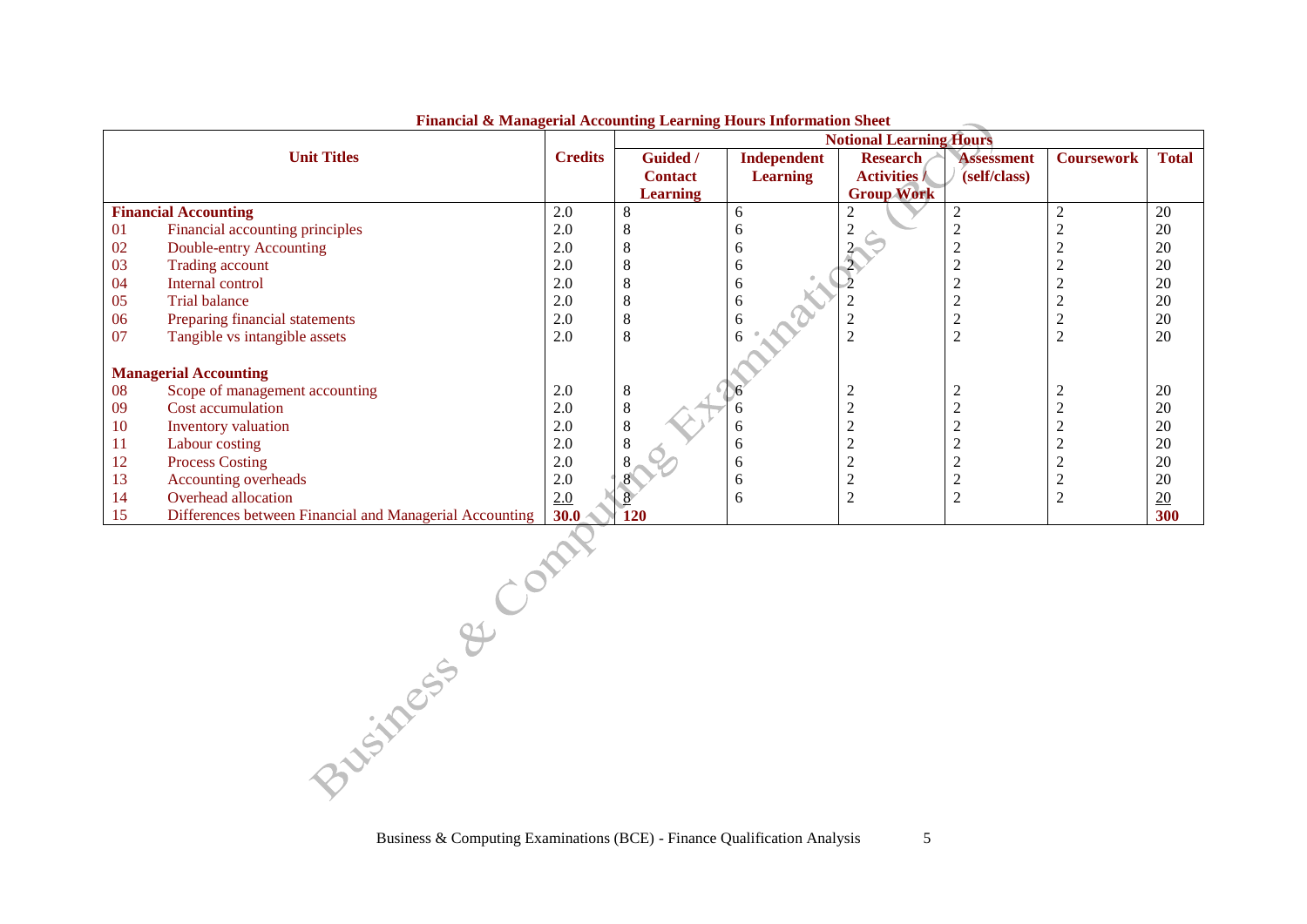**Financial & Managerial Accounting Learning Hours Information Sheet**

| Unit Titles | | Credits | Notional Learning Hours | | | | | |
|---|---|---|---|---|---|---|---|---|
| | | | Guided / Contact Learning | Independent Learning | Research Activities / Group Work | Assessment (self/class) | Coursework | Total |
| **Financial Accounting** | | 2.0 | 8 | 6 | 2 | 2 | 2 | 20 |
| 01 | Financial accounting principles | 2.0 | 8 | 6 | 2 | 2 | 2 | 20 |
| 02 | Double-entry Accounting | 2.0 | 8 | 6 | 2 | 2 | 2 | 20 |
| 03 | Trading account | 2.0 | 8 | 6 | 2 | 2 | 2 | 20 |
| 04 | Internal control | 2.0 | 8 | 6 | 2 | 2 | 2 | 20 |
| 05 | Trial balance | 2.0 | 8 | 6 | 2 | 2 | 2 | 20 |
| 06 | Preparing financial statements | 2.0 | 8 | 6 | 2 | 2 | 2 | 20 |
| 07 | Tangible vs intangible assets | 2.0 | 8 | 6 | 2 | 2 | 2 | 20 |
| **Managerial Accounting** | | | | | | | | |
| 08 | Scope of management accounting | 2.0 | 8 | 6 | 2 | 2 | 2 | 20 |
| 09 | Cost accumulation | 2.0 | 8 | 6 | 2 | 2 | 2 | 20 |
| 10 | Inventory valuation | 2.0 | 8 | 6 | 2 | 2 | 2 | 20 |
| 11 | Labour costing | 2.0 | 8 | 6 | 2 | 2 | 2 | 20 |
| 12 | Process Costing | 2.0 | 8 | 6 | 2 | 2 | 2 | 20 |
| 13 | Accounting overheads | 2.0 | 8 | 6 | 2 | 2 | 2 | 20 |
| 14 | Overhead allocation | 2.0 | 8 | 6 | 2 | 2 | 2 | 20 |
| 15 | Differences between Financial and Managerial Accounting | **30.0** | **120** | | | | | **300** |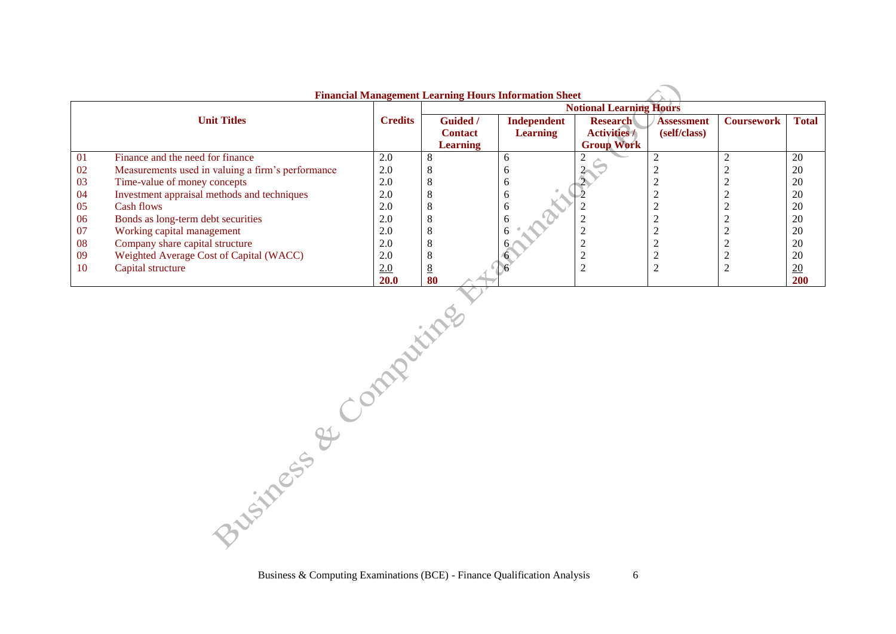**Financial Management Learning Hours Information Sheet**

| | Unit Titles | Credits | Notional Learning Hours | | | | | |
|---|---|---|---|---|---|---|---|---|
| | | | Guided / Contact Learning | Independent Learning | Research Activities / Group Work | Assessment (self/class) | Coursework | Total |
| 01 | Finance and the need for finance | 2.0 | 8 | 6 | 2 | 2 | 2 | 20 |
| 02 | Measurements used in valuing a firm's performance | 2.0 | 8 | 6 | 2 | 2 | 2 | 20 |
| 03 | Time-value of money concepts | 2.0 | 8 | 6 | 2 | 2 | 2 | 20 |
| 04 | Investment appraisal methods and techniques | 2.0 | 8 | 6 | 2 | 2 | 2 | 20 |
| 05 | Cash flows | 2.0 | 8 | 6 | 2 | 2 | 2 | 20 |
| 06 | Bonds as long-term debt securities | 2.0 | 8 | 6 | 2 | 2 | 2 | 20 |
| 07 | Working capital management | 2.0 | 8 | 6 | 2 | 2 | 2 | 20 |
| 08 | Company share capital structure | 2.0 | 8 | 6 | 2 | 2 | 2 | 20 |
| 09 | Weighted Average Cost of Capital (WACC) | 2.0 | 8 | 6 | 2 | 2 | 2 | 20 |
| 10 | Capital structure | 2.0 | 8 | 6 | 2 | 2 | 2 | 20 |
| | | **20.0** | **80** | | | | | **200** |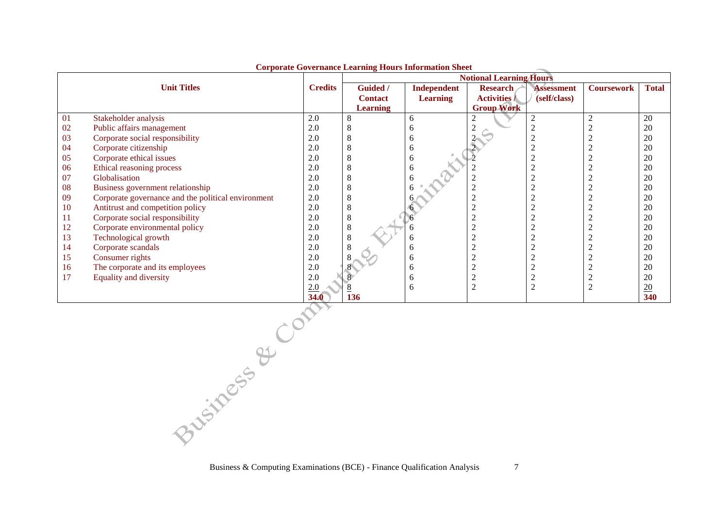**Corporate Governance Learning Hours Information Sheet**

| | Unit Titles | Credits | Notional Learning Hours | | | | | |
|---|---|---|---|---|---|---|---|---|
| | | | Guided / Contact Learning | Independent Learning | Research Activities / Group Work | Assessment (self/class) | Coursework | Total |
| 01 | Stakeholder analysis | 2.0 | 8 | 6 | 2 | 2 | 2 | 20 |
| 02 | Public affairs management | 2.0 | 8 | 6 | 2 | 2 | 2 | 20 |
| 03 | Corporate social responsibility | 2.0 | 8 | 6 | 2 | 2 | 2 | 20 |
| 04 | Corporate citizenship | 2.0 | 8 | 6 | 2 | 2 | 2 | 20 |
| 05 | Corporate ethical issues | 2.0 | 8 | 6 | 2 | 2 | 2 | 20 |
| 06 | Ethical reasoning process | 2.0 | 8 | 6 | 2 | 2 | 2 | 20 |
| 07 | Globalisation | 2.0 | 8 | 6 | 2 | 2 | 2 | 20 |
| 08 | Business government relationship | 2.0 | 8 | 6 | 2 | 2 | 2 | 20 |
| 09 | Corporate governance and the political environment | 2.0 | 8 | 6 | 2 | 2 | 2 | 20 |
| 10 | Antitrust and competition policy | 2.0 | 8 | 6 | 2 | 2 | 2 | 20 |
| 11 | Corporate social responsibility | 2.0 | 8 | 6 | 2 | 2 | 2 | 20 |
| 12 | Corporate environmental policy | 2.0 | 8 | 6 | 2 | 2 | 2 | 20 |
| 13 | Technological growth | 2.0 | 8 | 6 | 2 | 2 | 2 | 20 |
| 14 | Corporate scandals | 2.0 | 8 | 6 | 2 | 2 | 2 | 20 |
| 15 | Consumer rights | 2.0 | 8 | 6 | 2 | 2 | 2 | 20 |
| 16 | The corporate and its employees | 2.0 | 8 | 6 | 2 | 2 | 2 | 20 |
| 17 | Equality and diversity | 2.0 | 8 | 6 | 2 | 2 | 2 | 20 |
| | | 2.0 | 8 | 6 | 2 | 2 | 2 | 20 |
| | | 34.0 | 136 | | | | | 340 |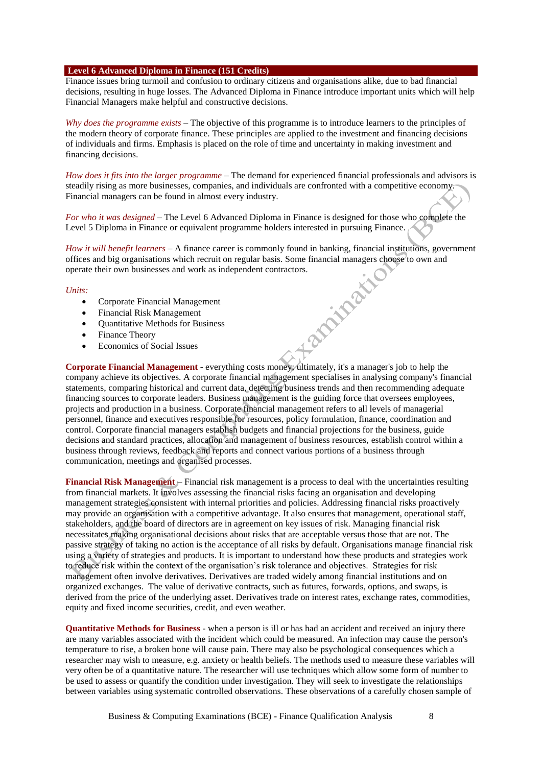## Level 6 Advanced Diploma in Finance (151 Credits)

Finance issues bring turmoil and confusion to ordinary citizens and organisations alike, due to bad financial decisions, resulting in huge losses. The Advanced Diploma in Finance introduce important units which will help Financial Managers make helpful and constructive decisions.

*Why does the programme exists* – The objective of this programme is to introduce learners to the principles of the modern theory of corporate finance. These principles are applied to the investment and financing decisions of individuals and firms. Emphasis is placed on the role of time and uncertainty in making investment and financing decisions.

*How does it fits into the larger programme* – The demand for experienced financial professionals and advisors is steadily rising as more businesses, companies, and individuals are confronted with a competitive economy. Financial managers can be found in almost every industry.

*For who it was designed* – The Level 6 Advanced Diploma in Finance is designed for those who complete the Level 5 Diploma in Finance or equivalent programme holders interested in pursuing Finance.

*How it will benefit learners* – A finance career is commonly found in banking, financial institutions, government offices and big organisations which recruit on regular basis. Some financial managers choose to own and operate their own businesses and work as independent contractors.

*Units:*

- Corporate Financial Management
- Financial Risk Management
- Quantitative Methods for Business
- Finance Theory
- Economics of Social Issues

**Corporate Financial Management** - everything costs money; ultimately, it's a manager's job to help the company achieve its objectives. A corporate financial management specialises in analysing company's financial statements, comparing historical and current data, detecting business trends and then recommending adequate financing sources to corporate leaders. Business management is the guiding force that oversees employees, projects and production in a business. Corporate financial management refers to all levels of managerial personnel, finance and executives responsible for resources, policy formulation, finance, coordination and control. Corporate financial managers establish budgets and financial projections for the business, guide decisions and standard practices, allocation and management of business resources, establish control within a business through reviews, feedback and reports and connect various portions of a business through communication, meetings and organised processes.

**Financial Risk Management** – Financial risk management is a process to deal with the uncertainties resulting from financial markets. It involves assessing the financial risks facing an organisation and developing management strategies consistent with internal priorities and policies. Addressing financial risks proactively may provide an organisation with a competitive advantage. It also ensures that management, operational staff, stakeholders, and the board of directors are in agreement on key issues of risk. Managing financial risk necessitates making organisational decisions about risks that are acceptable versus those that are not. The passive strategy of taking no action is the acceptance of all risks by default. Organisations manage financial risk using a variety of strategies and products. It is important to understand how these products and strategies work to reduce risk within the context of the organisation's risk tolerance and objectives. Strategies for risk management often involve derivatives. Derivatives are traded widely among financial institutions and on organized exchanges. The value of derivative contracts, such as futures, forwards, options, and swaps, is derived from the price of the underlying asset. Derivatives trade on interest rates, exchange rates, commodities, equity and fixed income securities, credit, and even weather.

**Quantitative Methods for Business** - when a person is ill or has had an accident and received an injury there are many variables associated with the incident which could be measured. An infection may cause the person's temperature to rise, a broken bone will cause pain. There may also be psychological consequences which a researcher may wish to measure, e.g. anxiety or health beliefs. The methods used to measure these variables will very often be of a quantitative nature. The researcher will use techniques which allow some form of number to be used to assess or quantify the condition under investigation. They will seek to investigate the relationships between variables using systematic controlled observations. These observations of a carefully chosen sample of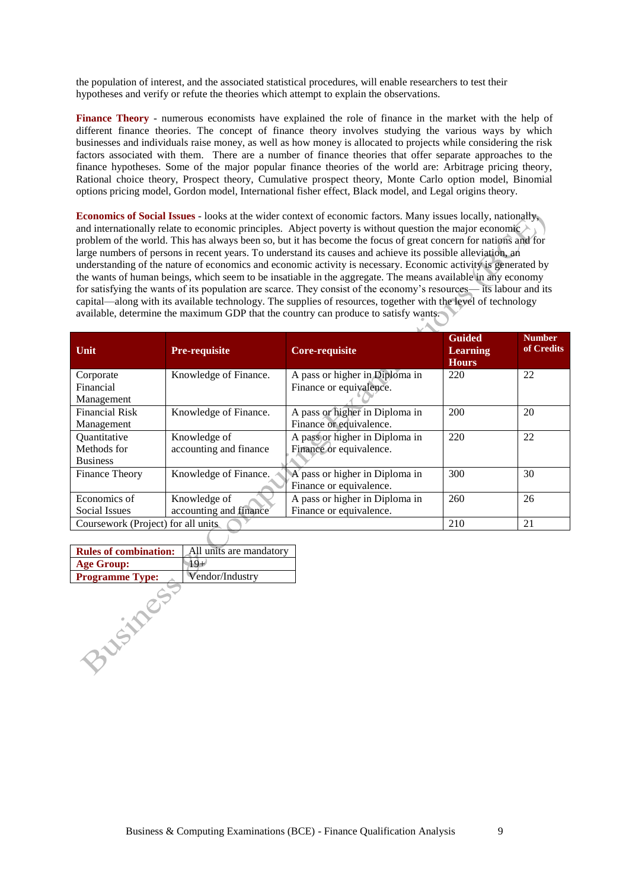the population of interest, and the associated statistical procedures, will enable researchers to test their hypotheses and verify or refute the theories which attempt to explain the observations.

**Finance Theory** - numerous economists have explained the role of finance in the market with the help of different finance theories. The concept of finance theory involves studying the various ways by which businesses and individuals raise money, as well as how money is allocated to projects while considering the risk factors associated with them. There are a number of finance theories that offer separate approaches to the finance hypotheses. Some of the major popular finance theories of the world are: Arbitrage pricing theory, Rational choice theory, Prospect theory, Cumulative prospect theory, Monte Carlo option model, Binomial options pricing model, Gordon model, International fisher effect, Black model, and Legal origins theory.

**Economics of Social Issues** - looks at the wider context of economic factors. Many issues locally, nationally, and internationally relate to economic principles. Abject poverty is without question the major economic problem of the world. This has always been so, but it has become the focus of great concern for nations and for large numbers of persons in recent years. To understand its causes and achieve its possible alleviation, an understanding of the nature of economics and economic activity is necessary. Economic activity is generated by the wants of human beings, which seem to be insatiable in the aggregate. The means available in any economy for satisfying the wants of its population are scarce. They consist of the economy's resources— its labour and its capital—along with its available technology. The supplies of resources, together with the level of technology available, determine the maximum GDP that the country can produce to satisfy wants.

| Unit | Pre-requisite | Core-requisite | Guided Learning Hours | Number of Credits |
|---|---|---|---|---|
| Corporate Financial Management | Knowledge of Finance. | A pass or higher in Diploma in Finance or equivalence. | 220 | 22 |
| Financial Risk Management | Knowledge of Finance. | A pass or higher in Diploma in Finance or equivalence. | 200 | 20 |
| Quantitative Methods for Business | Knowledge of accounting and finance | A pass or higher in Diploma in Finance or equivalence. | 220 | 22 |
| Finance Theory | Knowledge of Finance. | A pass or higher in Diploma in Finance or equivalence. | 300 | 30 |
| Economics of Social Issues | Knowledge of accounting and finance | A pass or higher in Diploma in Finance or equivalence. | 260 | 26 |
| Coursework (Project) for all units | | | 210 | 21 |

| **Rules of combination:** | All units are mandatory |
|---|---|
| **Age Group:** | 19+ |
| **Programme Type:** | Vendor/Industry |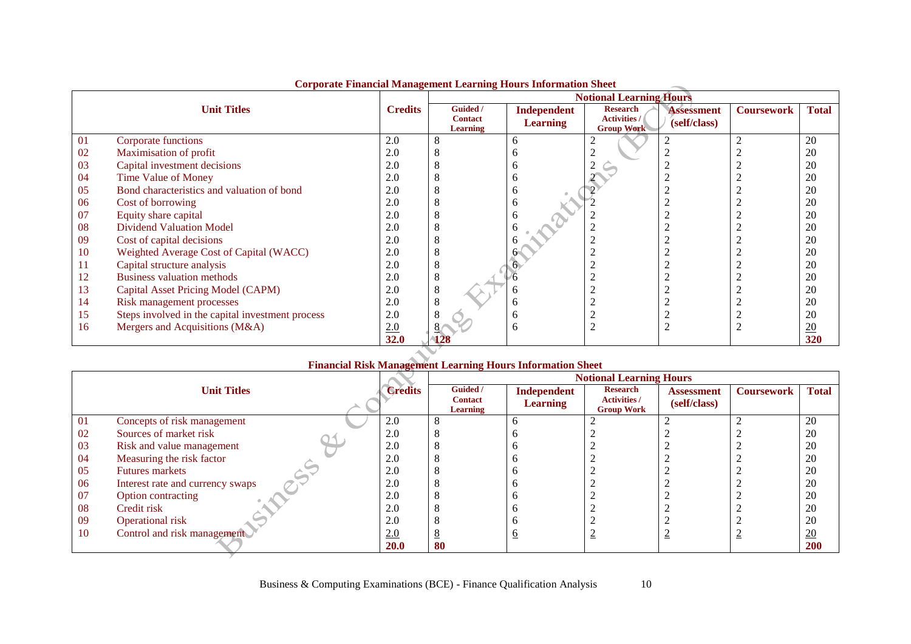**Corporate Financial Management Learning Hours Information Sheet**

| | Unit Titles | Credits | Notional Learning Hours | | | | | |
|---|---|---|---|---|---|---|---|---|
| | | | Guided / Contact Learning | Independent Learning | Research Activities / Group Work | Assessment (self/class) | Coursework | Total |
| 01 | Corporate functions | 2.0 | 8 | 6 | 2 | 2 | 2 | 20 |
| 02 | Maximisation of profit | 2.0 | 8 | 6 | 2 | 2 | 2 | 20 |
| 03 | Capital investment decisions | 2.0 | 8 | 6 | 2 | 2 | 2 | 20 |
| 04 | Time Value of Money | 2.0 | 8 | 6 | 2 | 2 | 2 | 20 |
| 05 | Bond characteristics and valuation of bond | 2.0 | 8 | 6 | 2 | 2 | 2 | 20 |
| 06 | Cost of borrowing | 2.0 | 8 | 6 | 2 | 2 | 2 | 20 |
| 07 | Equity share capital | 2.0 | 8 | 6 | 2 | 2 | 2 | 20 |
| 08 | Dividend Valuation Model | 2.0 | 8 | 6 | 2 | 2 | 2 | 20 |
| 09 | Cost of capital decisions | 2.0 | 8 | 6 | 2 | 2 | 2 | 20 |
| 10 | Weighted Average Cost of Capital (WACC) | 2.0 | 8 | 6 | 2 | 2 | 2 | 20 |
| 11 | Capital structure analysis | 2.0 | 8 | 6 | 2 | 2 | 2 | 20 |
| 12 | Business valuation methods | 2.0 | 8 | 6 | 2 | 2 | 2 | 20 |
| 13 | Capital Asset Pricing Model (CAPM) | 2.0 | 8 | 6 | 2 | 2 | 2 | 20 |
| 14 | Risk management processes | 2.0 | 8 | 6 | 2 | 2 | 2 | 20 |
| 15 | Steps involved in the capital investment process | 2.0 | 8 | 6 | 2 | 2 | 2 | 20 |
| 16 | Mergers and Acquisitions (M&A) | 2.0 | 8 | 6 | 2 | 2 | 2 | 20 |
| | | **32.0** | **128** | | | | | **320** |

**Financial Risk Management Learning Hours Information Sheet**

| | Unit Titles | Credits | Notional Learning Hours | | | | | |
|---|---|---|---|---|---|---|---|---|
| | | | Guided / Contact Learning | Independent Learning | Research Activities / Group Work | Assessment (self/class) | Coursework | Total |
| 01 | Concepts of risk management | 2.0 | 8 | 6 | 2 | 2 | 2 | 20 |
| 02 | Sources of market risk | 2.0 | 8 | 6 | 2 | 2 | 2 | 20 |
| 03 | Risk and value management | 2.0 | 8 | 6 | 2 | 2 | 2 | 20 |
| 04 | Measuring the risk factor | 2.0 | 8 | 6 | 2 | 2 | 2 | 20 |
| 05 | Futures markets | 2.0 | 8 | 6 | 2 | 2 | 2 | 20 |
| 06 | Interest rate and currency swaps | 2.0 | 8 | 6 | 2 | 2 | 2 | 20 |
| 07 | Option contracting | 2.0 | 8 | 6 | 2 | 2 | 2 | 20 |
| 08 | Credit risk | 2.0 | 8 | 6 | 2 | 2 | 2 | 20 |
| 09 | Operational risk | 2.0 | 8 | 6 | 2 | 2 | 2 | 20 |
| 10 | Control and risk management | 2.0 | 8 | 6 | 2 | 2 | 2 | 20 |
| | | **20.0** | **80** | | | | | **200** |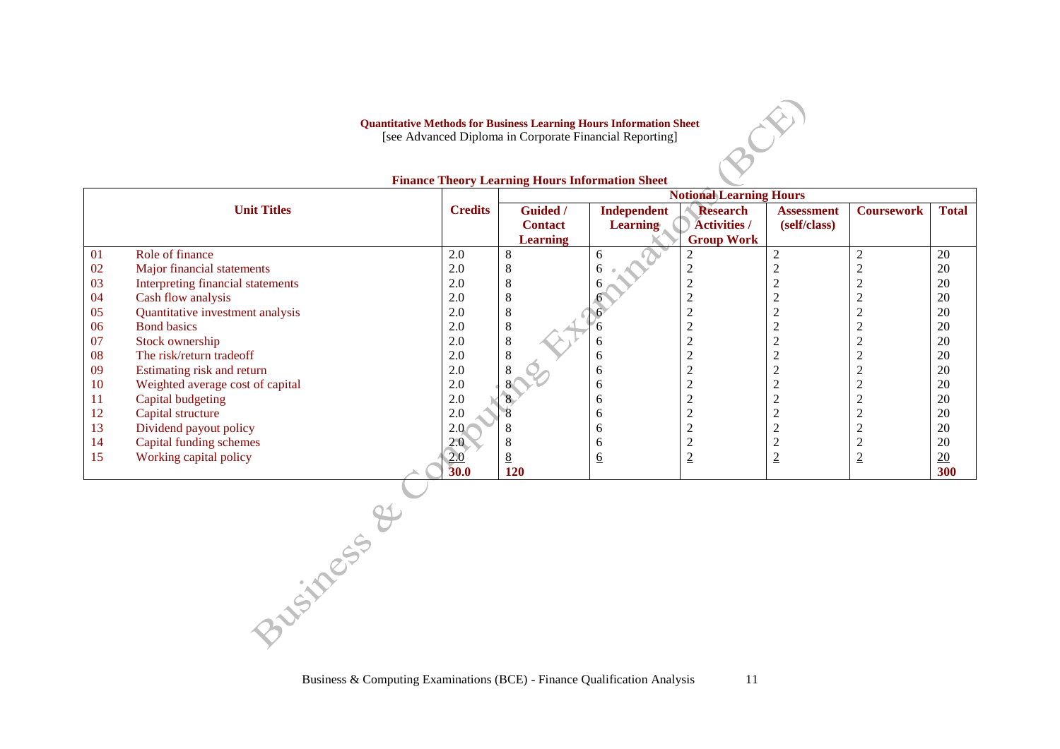**Quantitative Methods for Business Learning Hours Information Sheet**
[see Advanced Diploma in Corporate Financial Reporting]

**Finance Theory Learning Hours Information Sheet**

| | Unit Titles | Credits | Notional Learning Hours | | | | | |
|---|---|---|---|---|---|---|---|---|
| | | | Guided / Contact Learning | Independent Learning | Research Activities / Group Work | Assessment (self/class) | Coursework | Total |
| 01 | Role of finance | 2.0 | 8 | 6 | 2 | 2 | 2 | 20 |
| 02 | Major financial statements | 2.0 | 8 | 6 | 2 | 2 | 2 | 20 |
| 03 | Interpreting financial statements | 2.0 | 8 | 6 | 2 | 2 | 2 | 20 |
| 04 | Cash flow analysis | 2.0 | 8 | 6 | 2 | 2 | 2 | 20 |
| 05 | Quantitative investment analysis | 2.0 | 8 | 6 | 2 | 2 | 2 | 20 |
| 06 | Bond basics | 2.0 | 8 | 6 | 2 | 2 | 2 | 20 |
| 07 | Stock ownership | 2.0 | 8 | 6 | 2 | 2 | 2 | 20 |
| 08 | The risk/return tradeoff | 2.0 | 8 | 6 | 2 | 2 | 2 | 20 |
| 09 | Estimating risk and return | 2.0 | 8 | 6 | 2 | 2 | 2 | 20 |
| 10 | Weighted average cost of capital | 2.0 | 8 | 6 | 2 | 2 | 2 | 20 |
| 11 | Capital budgeting | 2.0 | 8 | 6 | 2 | 2 | 2 | 20 |
| 12 | Capital structure | 2.0 | 8 | 6 | 2 | 2 | 2 | 20 |
| 13 | Dividend payout policy | 2.0 | 8 | 6 | 2 | 2 | 2 | 20 |
| 14 | Capital funding schemes | 2.0 | 8 | 6 | 2 | 2 | 2 | 20 |
| 15 | Working capital policy | 2.0 | 8 | 6 | 2 | 2 | 2 | 20 |
| | | **30.0** | **120** | | | | | **300** |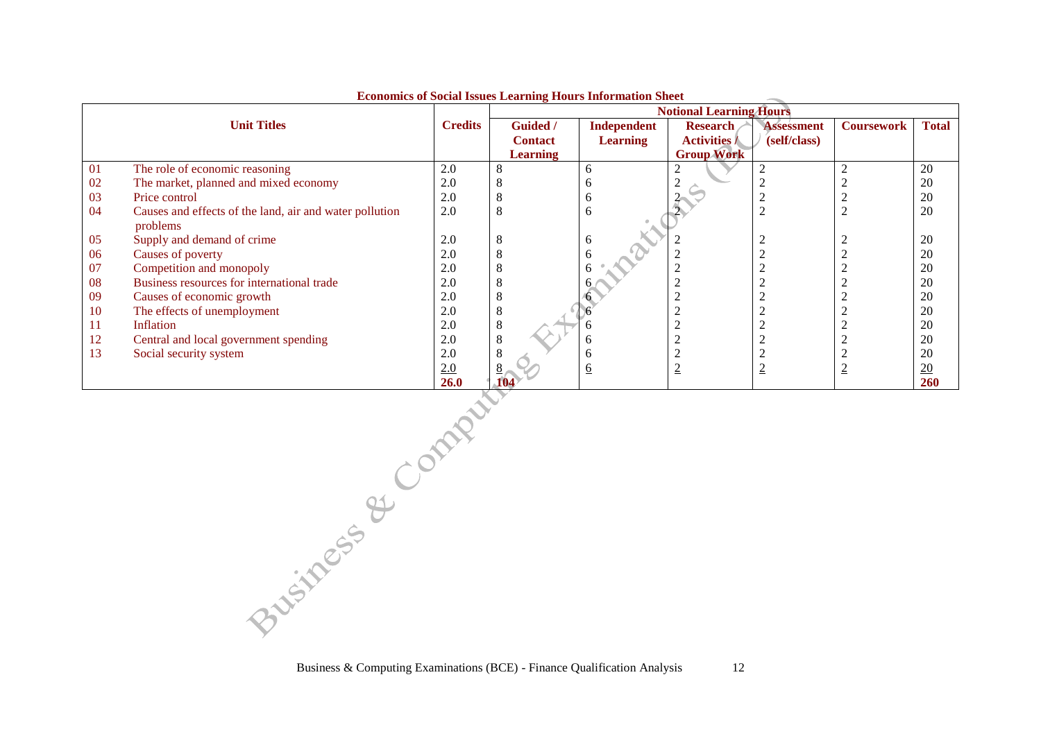**Economics of Social Issues Learning Hours Information Sheet**

| Unit Titles | | Credits | Notional Learning Hours | | | | | |
|---|---|---|---|---|---|---|---|---|
| | | | Guided / Contact Learning | Independent Learning | Research Activities / Group Work | Assessment (self/class) | Coursework | Total |
| 01 | The role of economic reasoning | 2.0 | 8 | 6 | 2 | 2 | 2 | 20 |
| 02 | The market, planned and mixed economy | 2.0 | 8 | 6 | 2 | 2 | 2 | 20 |
| 03 | Price control | 2.0 | 8 | 6 | 2 | 2 | 2 | 20 |
| 04 | Causes and effects of the land, air and water pollution problems | 2.0 | 8 | 6 | 2 | 2 | 2 | 20 |
| 05 | Supply and demand of crime | 2.0 | 8 | 6 | 2 | 2 | 2 | 20 |
| 06 | Causes of poverty | 2.0 | 8 | 6 | 2 | 2 | 2 | 20 |
| 07 | Competition and monopoly | 2.0 | 8 | 6 | 2 | 2 | 2 | 20 |
| 08 | Business resources for international trade | 2.0 | 8 | 6 | 2 | 2 | 2 | 20 |
| 09 | Causes of economic growth | 2.0 | 8 | 6 | 2 | 2 | 2 | 20 |
| 10 | The effects of unemployment | 2.0 | 8 | 6 | 2 | 2 | 2 | 20 |
| 11 | Inflation | 2.0 | 8 | 6 | 2 | 2 | 2 | 20 |
| 12 | Central and local government spending | 2.0 | 8 | 6 | 2 | 2 | 2 | 20 |
| 13 | Social security system | 2.0 | 8 | 6 | 2 | 2 | 2 | 20 |
| | | 2.0 | 8 | 6 | 2 | 2 | 2 | 20 |
| | | **26.0** | **104** | | | | | **260** |